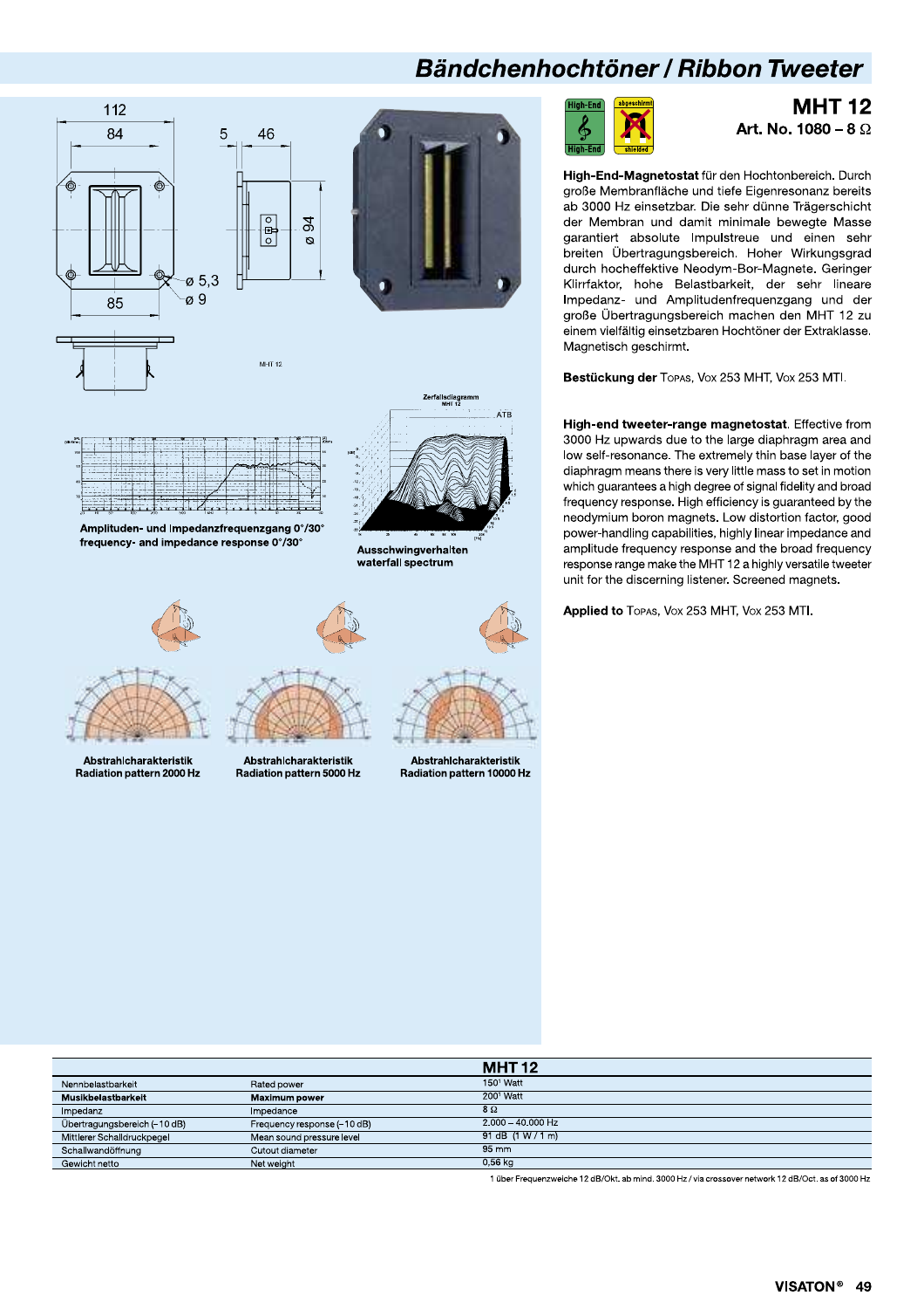# Bändchenhochtöner / Ribbon Tweeter

## MHT 12

**Art. No. 1080 – 8 Ω**

**High-End-Magnetostat** für den Hochtonbereich. Durch große Membranfläche und tiefe Eigenresonanz bereits ab 3000 Hz einsetzbar. Die sehr dünne Trägerschicht der Membran und damit minimale bewegte Masse garantiert absolute Impulstreue und einen sehr breiten Übertragungsbereich. Hoher Wirkungsgrad durch hocheffektive Neodym-Bor-Magnete. Geringer Klirrfaktor, hohe Belastbarkeit, der sehr lineare Impedanz- und Amplitudenfrequenzgang und der große Übertragungsbereich machen den MHT 12 zu einem vielfältig einsetzbaren Hochtöner der Extraklasse. Magnetisch geschirmt.

**Bestückung der** Topas, Vox 253 MHT, Vox 253 MTI.

**High-end tweeter-range magnetostat**. Effective from 3000 Hz upwards due to the large diaphragm area and low self-resonance. The extremely thin base layer of the diaphragm means there is very little mass to set in motion which guarantees a high degree of signal fidelity and broad frequency response. High efficiency is guaranteed by the neodymium boron magnets. Low distortion factor, good power-handling capabilities, highly linear impedance and amplitude frequency response and the broad frequency response range make the MHT 12 a highly versatile tweeter unit for the discerning listener. Screened magnets.

**Applied to** Topas, Vox 253 MHT, Vox 253 MTI.

**Amplituden- und Impedanzfrequenzgang 0°/30°**
**frequency- and impedance response 0°/30°**

**Ausschwingverhalten**
**waterfall spectrum**

**Abstrahlcharakteristik**
**Radiation pattern 2000 Hz**

**Abstrahlcharakteristik**
**Radiation pattern 5000 Hz**

**Abstrahlcharakteristik**
**Radiation pattern 10000 Hz**

| | | MHT 12 |
|---|---|---|
| Nennbelastbarkeit | Rated power | 150[1] Watt |
| **Musikbelastbarkeit** | **Maximum power** | 200[1] Watt |
| Impedanz | Impedance | 8 Ω |
| Übertragungsbereich (–10 dB) | Frequency response (–10 dB) | 2.000 – 40.000 Hz |
| Mittlerer Schalldruckpegel | Mean sound pressure level | 91 dB (1 W / 1 m) |
| Schallwandöffnung | Cutout diameter | 95 mm |
| Gewicht netto | Net weight | 0,56 kg |

1 über Frequenzweiche 12 dB/Okt. ab mind. 3000 Hz / via crossover network 12 dB/Oct. as of 3000 Hz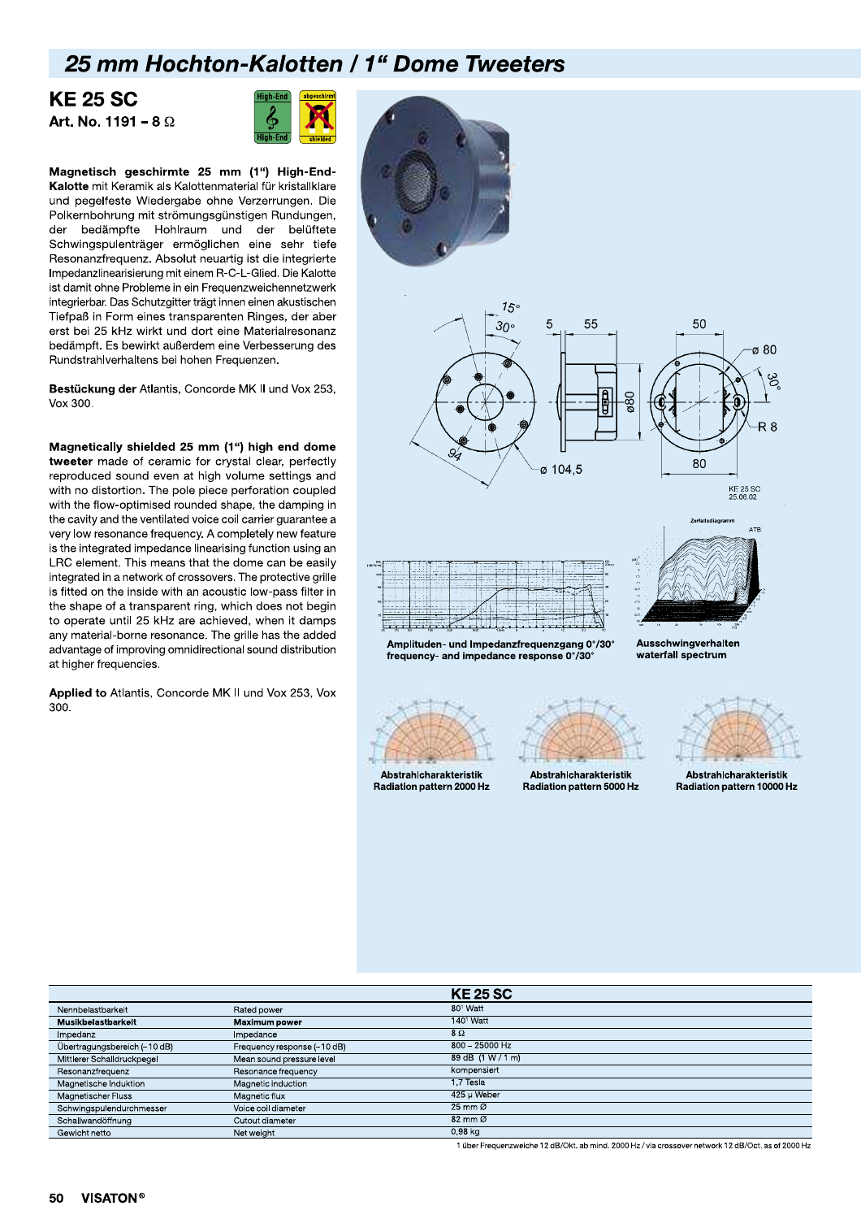# 25 mm Hochton-Kalotten / 1" Dome Tweeters

## KE 25 SC

**Art. No. 1191 – 8 Ω**

**Magnetisch geschirmte 25 mm (1") High-End-Kalotte** mit Keramik als Kalottenmaterial für kristallklare und pegelfeste Wiedergabe ohne Verzerrungen. Die Polkernbohrung mit strömungsgünstigen Rundungen, der bedämpfte Hohlraum und der belüftete Schwingspulenträger ermöglichen eine sehr tiefe Resonanzfrequenz. Absolut neuartig ist die integrierte Impedanzlinearisierung mit einem R-C-L-Glied. Die Kalotte ist damit ohne Probleme in ein Frequenzweichennetzwerk integrierbar. Das Schutzgitter trägt innen einen akustischen Tiefpaß in Form eines transparenten Ringes, der aber erst bei 25 kHz wirkt und dort eine Materialresonanz bedämpft. Es bewirkt außerdem eine Verbesserung des Rundstrahlverhaltens bei hohen Frequenzen.

**Bestückung der** Atlantis, Concorde MK II und Vox 253, Vox 300.

**Magnetically shielded 25 mm (1") high end dome tweeter** made of ceramic for crystal clear, perfectly reproduced sound even at high volume settings and with no distortion. The pole piece perforation coupled with the flow-optimised rounded shape, the damping in the cavity and the ventilated voice coil carrier guarantee a very low resonance frequency. A completely new feature is the integrated impedance linearising function using an LRC element. This means that the dome can be easily integrated in a network of crossovers. The protective grille is fitted on the inside with an acoustic low-pass filter in the shape of a transparent ring, which does not begin to operate until 25 kHz are achieved, when it damps any material-borne resonance. The grille has the added advantage of improving omnidirectional sound distribution at higher frequencies.

**Applied to** Atlantis, Concorde MK II und Vox 253, Vox 300.

**Amplituden- und Impedanzfrequenzgang 0°/30°**
**frequency- and impedance response 0°/30°**

**Ausschwingverhalten**
**waterfall spectrum**

**Abstrahlcharakteristik**
**Radiation pattern 2000 Hz**

**Abstrahlcharakteristik**
**Radiation pattern 5000 Hz**

**Abstrahlcharakteristik**
**Radiation pattern 10000 Hz**

| | | KE 25 SC |
|---|---|---|
| Nennbelastbarkeit | Rated power | 80[1] Watt |
| **Musikbelastbarkeit** | **Maximum power** | 140[1] Watt |
| Impedanz | Impedance | 8 Ω |
| Übertragungsbereich (–10 dB) | Frequency response (–10 dB) | 800 – 25000 Hz |
| Mittlerer Schalldruckpegel | Mean sound pressure level | 89 dB (1 W / 1 m) |
| Resonanzfrequenz | Resonance frequency | kompensiert |
| Magnetische Induktion | Magnetic induction | 1,7 Tesla |
| Magnetischer Fluss | Magnetic flux | 425 µ Weber |
| Schwingspulendurchmesser | Voice coil diameter | 25 mm Ø |
| Schallwandöffnung | Cutout diameter | 82 mm Ø |
| Gewicht netto | Net weight | 0,98 kg |

1 über Frequenzweiche 12 dB/Okt. ab mind. 2000 Hz / via crossover network 12 dB/Oct. as of 2000 Hz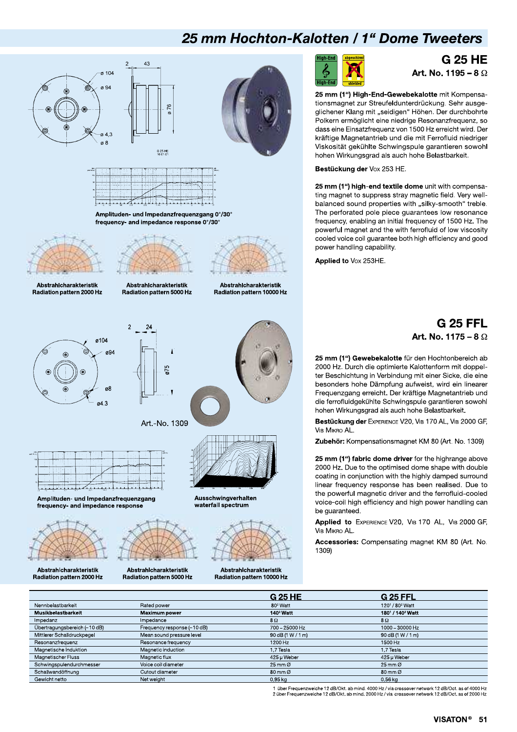# 25 mm Hochton-Kalotten / 1" Dome Tweeters

2
43
ø 104
ø 94
ø 76
ø 4,3
ø 8
G 25 HE 16.01.01

Amplituden- und Impedanzfrequenzgang 0°/30°
frequency- and impedance response 0°/30°

Abstrahlcharakteristik
Radiation pattern 2000 Hz

Abstrahlcharakteristik
Radiation pattern 5000 Hz

Abstrahlcharakteristik
Radiation pattern 10000 Hz

## G 25 HE

**Art. No. 1195 – 8 Ω**

High-End
abgeschirmt
shielded

**25 mm (1") High-End-Gewebekalotte** mit Kompensationsmagnet zur Streufeldunterdrückung. Sehr ausgeglichener Klang mit „seidigen" Höhen. Der durchbohrte Polkern ermöglicht eine niedrige Resonanzfrequenz, so dass eine Einsatzfrequenz von 1500 Hz erreicht wird. Der kräftige Magnetantrieb und die mit Ferrofluid niedriger Viskosität gekühlte Schwingspule garantieren sowohl hohen Wirkungsgrad als auch hohe Belastbarkeit.

**Bestückung der** Vox 253 HE.

**25 mm (1") high-end textile dome** unit with compensating magnet to suppress stray magnetic field. Very well-balanced sound properties with „silky-smooth" treble. The perforated pole piece guarantees low resonance frequency, enabling an initial frequency of 1500 Hz. The powerful magnet and the with ferrofluid of low viscosity cooled voice coil guarantee both high efficiency and good power handling capability.

**Applied to** Vox 253HE.

2
24
ø104
ø94
ø75
ø8
ø4.3

Art.-No. 1309

Amplituden- und Impedanzfrequenzgang
frequency- and impedance response

Ausschwingverhalten
waterfall spectrum

Abstrahlcharakteristik
Radiation pattern 2000 Hz

Abstrahlcharakteristik
Radiation pattern 5000 Hz

Abstrahlcharakteristik
Radiation pattern 10000 Hz

## G 25 FFL

**Art. No. 1175 – 8 Ω**

**25 mm (1") Gewebekalotte** für den Hochtonbereich ab 2000 Hz. Durch die optimierte Kalottenform mit doppelter Beschichtung in Verbindung mit einer Sicke, die eine besonders hohe Dämpfung aufweist, wird ein linearer Frequenzgang erreicht. Der kräftige Magnetantrieb und die ferrofluidgekühlte Schwingspule garantieren sowohl hohen Wirkungsgrad als auch hohe Belastbarkeit.

**Bestückung der** Experience V20, Vib 170 AL, Vib 2000 GF, Vib Mikro AL.

**Zubehör:** Kompensationsmagnet KM 80 (Art. No. 1309)

**25 mm (1") fabric dome driver** for the highrange above 2000 Hz. Due to the optimised dome shape with double coating in conjunction with the highly damped surround linear frequency response has been realised. Due to the powerful magnetic driver and the ferrofluid-cooled voice-coil high efficiency and high power handling can be guaranteed.

**Applied to** Experience V20, Vib 170 AL, Vib 2000 GF, Vib Mikro AL.

**Accessories:** Compensating magnet KM 80 (Art. No. 1309)

| | | G 25 HE | G 25 FFL |
|---|---|---|---|
| Nennbelastbarkeit | Rated power | 80[2] Watt | 120[1] / 80[2] Watt |
| **Musikbelastbarkeit** | **Maximum power** | **140[2] Watt** | **180[1] / 140[2] Watt** |
| Impedanz | Impedance | 8 Ω | 8 Ω |
| Übertragungsbereich (–10 dB) | Frequency response (–10 dB) | 700 – 25000 Hz | 1000 – 30000 Hz |
| Mittlerer Schalldruckpegel | Mean sound pressure level | 90 dB (1 W / 1 m) | 90 dB (1 W / 1 m) |
| Resonanzfrequenz | Resonance frequency | 1200 Hz | 1500 Hz |
| Magnetische Induktion | Magnetic induction | 1,7 Tesla | 1,7 Tesla |
| Magnetischer Fluss | Magnetic flux | 425 µ Weber | 425 µ Weber |
| Schwingspulendurchmesser | Voice coil diameter | 25 mm Ø | 25 mm Ø |
| Schallwandöffnung | Cutout diameter | 80 mm Ø | 80 mm Ø |
| Gewicht netto | Net weight | 0,95 kg | 0,56 kg |

1 über Frequenzweiche 12 dB/Okt. ab mind. 4000 Hz / via crossover network 12 dB/Oct. as of 4000 Hz
2 über Frequenzweiche 12 dB/Okt. ab mind. 2000 Hz / via crossover network 12 dB/Oct. as of 2000 Hz